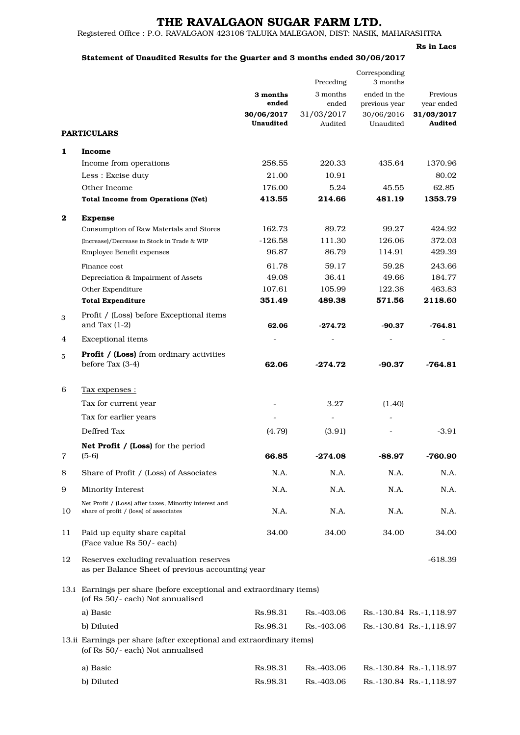# THE RAVALGAON SUGAR FARM LTD.

Registered Office : P.O. RAVALGAON 423108 TALUKA MALEGAON, DIST: NASIK, MAHARASHTRA

**Rs in Lacs**

**Statement of Unaudited Results for the Quarter and 3 months ended 30/06/2017**

| | **PARTICULARS** | **3 months ended 30/06/2017 Unaudited** | Preceding 3 months ended 31/03/2017 Audited | Corresponding 3 months ended in the previous year 30/06/2016 Unaudited | Previous year ended **31/03/2017 Audited** |
|---|---|---|---|---|---|
| **1** | **Income** | | | | |
| | Income from operations | 258.55 | 220.33 | 435.64 | 1370.96 |
| | Less : Excise duty | 21.00 | 10.91 | | 80.02 |
| | Other Income | 176.00 | 5.24 | 45.55 | 62.85 |
| | **Total Income from Operations (Net)** | **413.55** | **214.66** | **481.19** | **1353.79** |
| **2** | **Expense** | | | | |
| | Consumption of Raw Materials and Stores | 162.73 | 89.72 | 99.27 | 424.92 |
| | (Increase)/Decrease in Stock in Trade & WIP | -126.58 | 111.30 | 126.06 | 372.03 |
| | Employee Benefit expenses | 96.87 | 86.79 | 114.91 | 429.39 |
| | Finance cost | 61.78 | 59.17 | 59.28 | 243.66 |
| | Depreciation & Impairment of Assets | 49.08 | 36.41 | 49.66 | 184.77 |
| | Other Expenditure | 107.61 | 105.99 | 122.38 | 463.83 |
| | **Total Expenditure** | **351.49** | **489.38** | **571.56** | **2118.60** |
| 3 | Profit / (Loss) before Exceptional items and Tax (1-2) | **62.06** | **-274.72** | **-90.37** | **-764.81** |
| 4 | Exceptional items | - | - | - | - |
| 5 | **Profit / (Loss)** from ordinary activities before Tax (3-4) | **62.06** | **-274.72** | **-90.37** | **-764.81** |
| 6 | Tax expenses : | | | | |
| | Tax for current year | - | 3.27 | (1.40) | |
| | Tax for earlier years | - | - | - | |
| | Deffred Tax | (4.79) | (3.91) | - | -3.91 |
| 7 | **Net Profit / (Loss)** for the period (5-6) | **66.85** | **-274.08** | **-88.97** | **-760.90** |
| 8 | Share of Profit / (Loss) of Associates | N.A. | N.A. | N.A. | N.A. |
| 9 | Minority Interest | N.A. | N.A. | N.A. | N.A. |
| 10 | Net Profit / (Loss) after taxes, Minority interest and share of profit / (loss) of associates | N.A. | N.A. | N.A. | N.A. |
| 11 | Paid up equity share capital (Face value Rs 50/- each) | 34.00 | 34.00 | 34.00 | 34.00 |
| 12 | Reserves excluding revaluation reserves as per Balance Sheet of previous accounting year | | | | -618.39 |
| 13.i | Earnings per share (before exceptional and extraordinary items) (of Rs 50/- each) Not annualised | | | | |
| | a) Basic | Rs.98.31 | Rs.-403.06 | Rs.-130.84 | Rs.-1,118.97 |
| | b) Diluted | Rs.98.31 | Rs.-403.06 | Rs.-130.84 | Rs.-1,118.97 |
| 13.ii | Earnings per share (after exceptional and extraordinary items) (of Rs 50/- each) Not annualised | | | | |
| | a) Basic | Rs.98.31 | Rs.-403.06 | Rs.-130.84 | Rs.-1,118.97 |
| | b) Diluted | Rs.98.31 | Rs.-403.06 | Rs.-130.84 | Rs.-1,118.97 |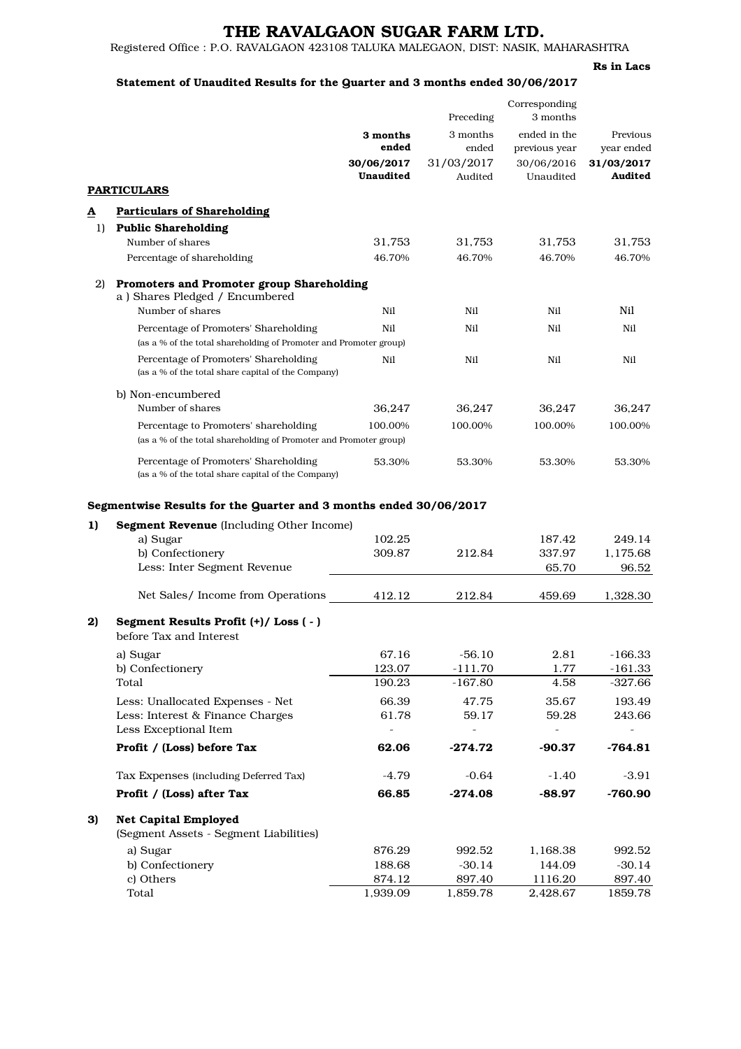# THE RAVALGAON SUGAR FARM LTD.

Registered Office : P.O. RAVALGAON 423108 TALUKA MALEGAON, DIST: NASIK, MAHARASHTRA

**Rs in Lacs**

**Statement of Unaudited Results for the Quarter and 3 months ended 30/06/2017**

| | PARTICULARS | 3 months ended 30/06/2017 Unaudited | Preceding 3 months ended 31/03/2017 Audited | Corresponding 3 months ended in the previous year 30/06/2016 Unaudited | Previous year ended 31/03/2017 Audited |
|---|---|---|---|---|---|
| **A** | **Particulars of Shareholding** | | | | |
| 1) | **Public Shareholding** | | | | |
| | Number of shares | 31,753 | 31,753 | 31,753 | 31,753 |
| | Percentage of shareholding | 46.70% | 46.70% | 46.70% | 46.70% |
| 2) | **Promoters and Promoter group Shareholding** | | | | |
| | a ) Shares Pledged / Encumbered | | | | |
| | Number of shares | Nil | Nil | Nil | Nil |
| | Percentage of Promoters' Shareholding (as a % of the total shareholding of Promoter and Promoter group) | Nil | Nil | Nil | Nil |
| | Percentage of Promoters' Shareholding (as a % of the total share capital of the Company) | Nil | Nil | Nil | Nil |
| | b) Non-encumbered | | | | |
| | Number of shares | 36,247 | 36,247 | 36,247 | 36,247 |
| | Percentage to Promoters' shareholding (as a % of the total shareholding of Promoter and Promoter group) | 100.00% | 100.00% | 100.00% | 100.00% |
| | Percentage of Promoters' Shareholding (as a % of the total share capital of the Company) | 53.30% | 53.30% | 53.30% | 53.30% |

**Segmentwise Results for the Quarter and 3 months ended 30/06/2017**

| | PARTICULARS | 3 months ended 30/06/2017 Unaudited | Preceding 3 months ended 31/03/2017 Audited | Corresponding 3 months ended in the previous year 30/06/2016 Unaudited | Previous year ended 31/03/2017 Audited |
|---|---|---|---|---|---|
| **1)** | **Segment Revenue** (Including Other Income) | | | | |
| | a) Sugar | 102.25 | | 187.42 | 249.14 |
| | b) Confectionery | 309.87 | 212.84 | 337.97 | 1,175.68 |
| | Less: Inter Segment Revenue | | | 65.70 | 96.52 |
| | Net Sales/ Income from Operations | 412.12 | 212.84 | 459.69 | 1,328.30 |
| **2)** | **Segment Results Profit (+)/ Loss ( - )** before Tax and Interest | | | | |
| | a) Sugar | 67.16 | -56.10 | 2.81 | -166.33 |
| | b) Confectionery | 123.07 | -111.70 | 1.77 | -161.33 |
| | Total | 190.23 | -167.80 | 4.58 | -327.66 |
| | Less: Unallocated Expenses - Net | 66.39 | 47.75 | 35.67 | 193.49 |
| | Less: Interest & Finance Charges | 61.78 | 59.17 | 59.28 | 243.66 |
| | Less Exceptional Item | - | - | - | - |
| | **Profit / (Loss) before Tax** | **62.06** | **-274.72** | **-90.37** | **-764.81** |
| | Tax Expenses (including Deferred Tax) | -4.79 | -0.64 | -1.40 | -3.91 |
| | **Profit / (Loss) after Tax** | **66.85** | **-274.08** | **-88.97** | **-760.90** |
| **3)** | **Net Capital Employed** (Segment Assets - Segment Liabilities) | | | | |
| | a) Sugar | 876.29 | 992.52 | 1,168.38 | 992.52 |
| | b) Confectionery | 188.68 | -30.14 | 144.09 | -30.14 |
| | c) Others | 874.12 | 897.40 | 1116.20 | 897.40 |
| | Total | 1,939.09 | 1,859.78 | 2,428.67 | 1859.78 |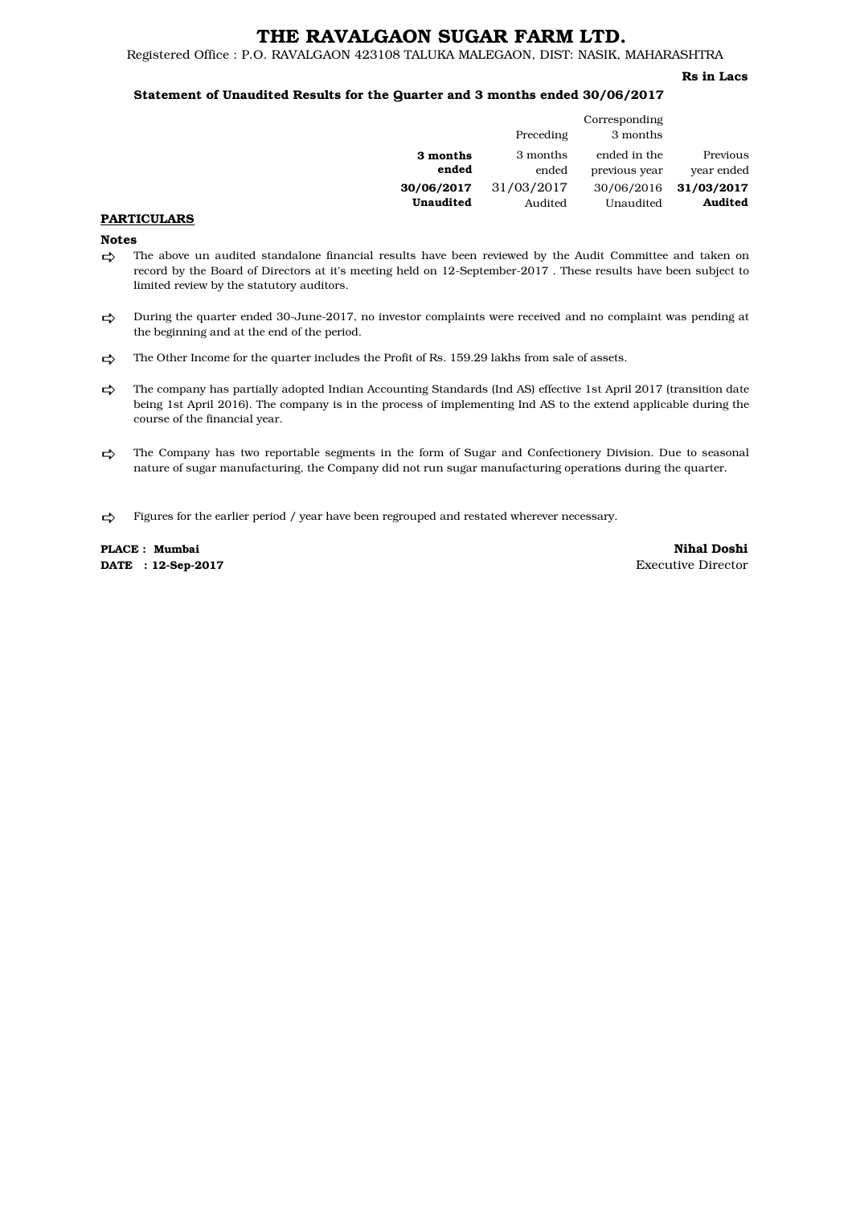# THE RAVALGAON SUGAR FARM LTD.

Registered Office : P.O. RAVALGAON 423108 TALUKA MALEGAON, DIST: NASIK, MAHARASHTRA

**Rs in Lacs**

**Statement of Unaudited Results for the Quarter and 3 months ended 30/06/2017**

| PARTICULARS | **3 months ended 30/06/2017 Unaudited** | Preceding 3 months ended 31/03/2017 Audited | Corresponding 3 months ended in the previous year 30/06/2016 Unaudited | Previous year ended **31/03/2017 Audited** |
|---|---|---|---|---|

**Notes**

- The above un audited standalone financial results have been reviewed by the Audit Committee and taken on record by the Board of Directors at it's meeting held on 12-September-2017 . These results have been subject to limited review by the statutory auditors.
- During the quarter ended 30-June-2017, no investor complaints were received and no complaint was pending at the beginning and at the end of the period.
- The Other Income for the quarter includes the Profit of Rs. 159.29 lakhs from sale of assets.
- The company has partially adopted Indian Accounting Standards (Ind AS) effective 1st April 2017 (transition date being 1st April 2016). The company is in the process of implementing Ind AS to the extend applicable during the course of the financial year.
- The Company has two reportable segments in the form of Sugar and Confectionery Division. Due to seasonal nature of sugar manufacturing, the Company did not run sugar manufacturing operations during the quarter.
- Figures for the earlier period / year have been regrouped and restated wherever necessary.

**PLACE : Mumbai**
**DATE : 12-Sep-2017**

**Nihal Doshi**
Executive Director